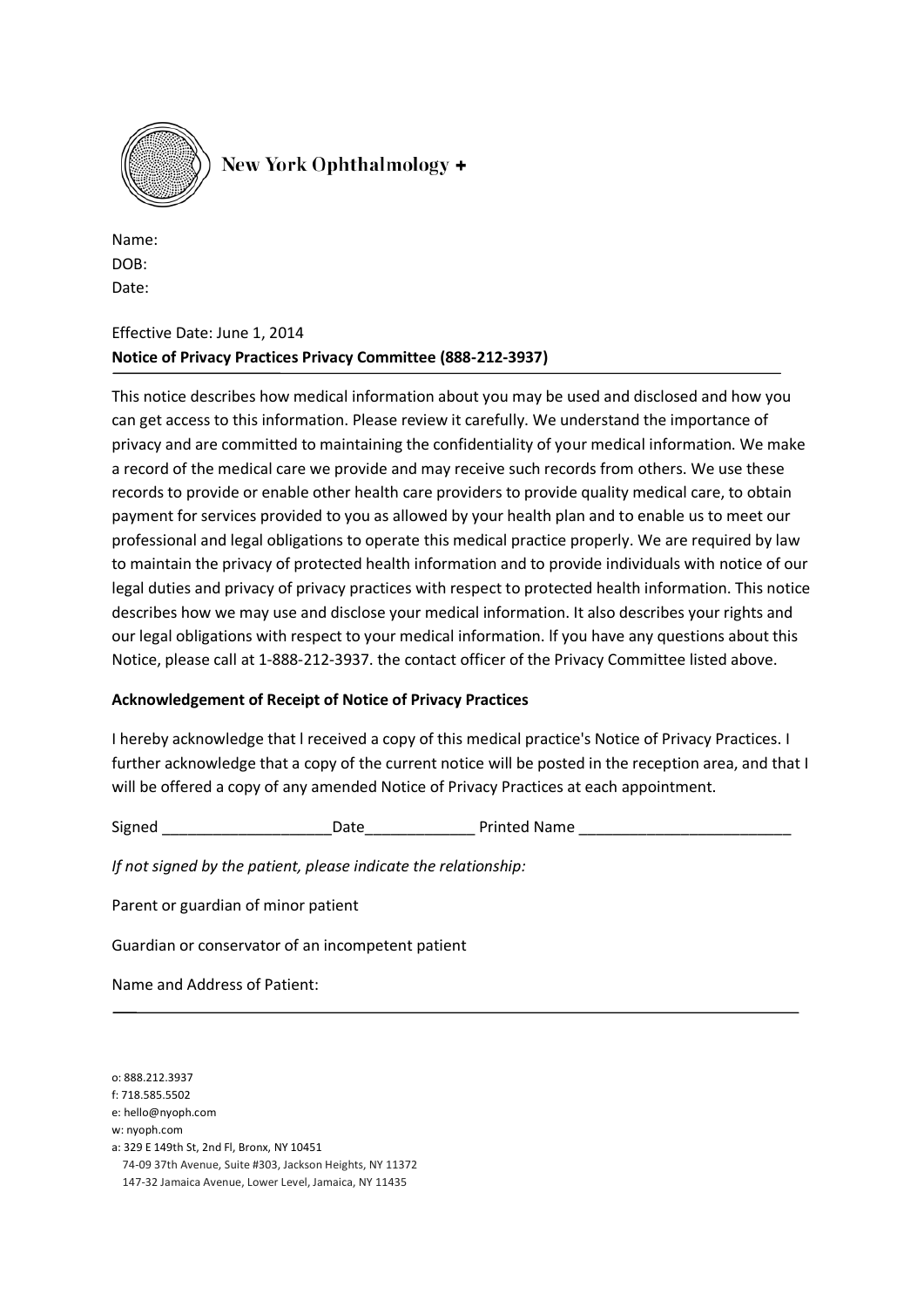New York Ophthalmology +

Name:
DOB:
Date:

Effective Date: June 1, 2014

**Notice of Privacy Practices Privacy Committee (888-212-3937)**

This notice describes how medical information about you may be used and disclosed and how you can get access to this information. Please review it carefully. We understand the importance of privacy and are committed to maintaining the confidentiality of your medical information. We make a record of the medical care we provide and may receive such records from others. We use these records to provide or enable other health care providers to provide quality medical care, to obtain payment for services provided to you as allowed by your health plan and to enable us to meet our professional and legal obligations to operate this medical practice properly. We are required by law to maintain the privacy of protected health information and to provide individuals with notice of our legal duties and privacy of privacy practices with respect to protected health information. This notice describes how we may use and disclose your medical information. It also describes your rights and our legal obligations with respect to your medical information. lf you have any questions about this Notice, please call at 1-888-212-3937. the contact officer of the Privacy Committee listed above.

**Acknowledgement of Receipt of Notice of Privacy Practices**

I hereby acknowledge that l received a copy of this medical practice's Notice of Privacy Practices. I further acknowledge that a copy of the current notice will be posted in the reception area, and that I will be offered a copy of any amended Notice of Privacy Practices at each appointment.

Signed ____________________Date_____________ Printed Name _________________________

*If not signed by the patient, please indicate the relationship:*

Parent or guardian of minor patient

Guardian or conservator of an incompetent patient

Name and Address of Patient:

o: 888.212.3937
f: 718.585.5502
e: hello@nyoph.com
w: nyoph.com
a: 329 E 149th St, 2nd Fl, Bronx, NY 10451
74-09 37th Avenue, Suite #303, Jackson Heights, NY 11372
147-32 Jamaica Avenue, Lower Level, Jamaica, NY 11435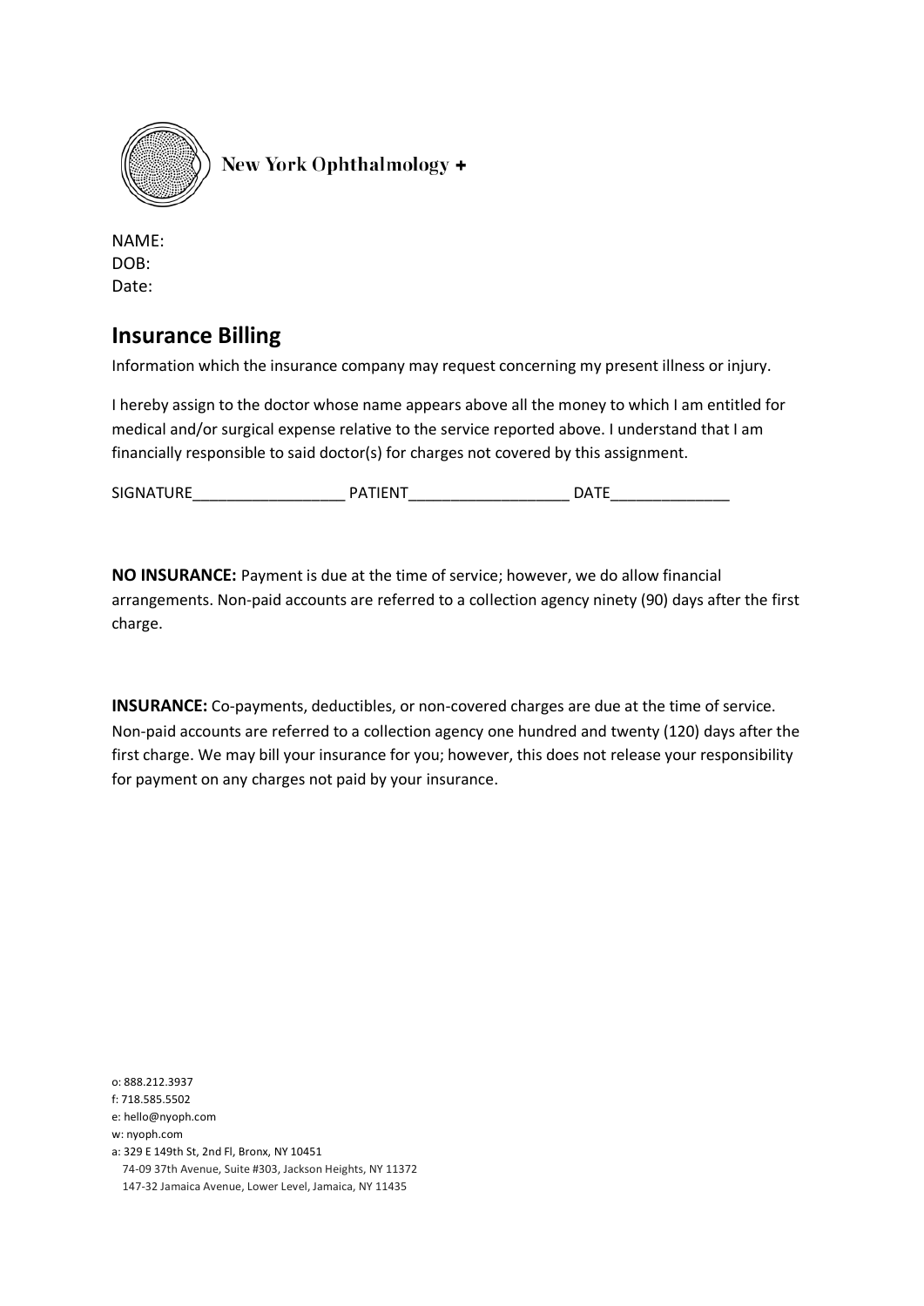New York Ophthalmology +

NAME:
DOB:
Date:

## Insurance Billing

Information which the insurance company may request concerning my present illness or injury.

I hereby assign to the doctor whose name appears above all the money to which I am entitled for medical and/or surgical expense relative to the service reported above. I understand that I am financially responsible to said doctor(s) for charges not covered by this assignment.

SIGNATURE__________________ PATIENT___________________ DATE______________

**NO INSURANCE:** Payment is due at the time of service; however, we do allow financial arrangements. Non-paid accounts are referred to a collection agency ninety (90) days after the first charge.

**INSURANCE:** Co-payments, deductibles, or non-covered charges are due at the time of service. Non-paid accounts are referred to a collection agency one hundred and twenty (120) days after the first charge. We may bill your insurance for you; however, this does not release your responsibility for payment on any charges not paid by your insurance.

o: 888.212.3937
f: 718.585.5502
e: hello@nyoph.com
w: nyoph.com
a: 329 E 149th St, 2nd Fl, Bronx, NY 10451
74-09 37th Avenue, Suite #303, Jackson Heights, NY 11372
147-32 Jamaica Avenue, Lower Level, Jamaica, NY 11435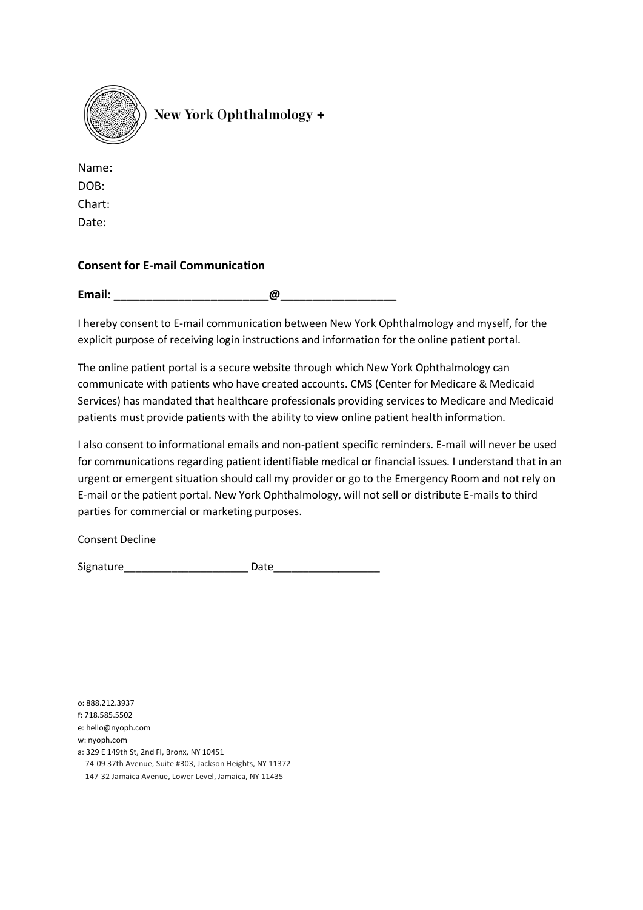New York Ophthalmology +

Name:
DOB:
Chart:
Date:

**Consent for E-mail Communication**

**Email: ________________________@__________________**

I hereby consent to E-mail communication between New York Ophthalmology and myself, for the explicit purpose of receiving login instructions and information for the online patient portal.

The online patient portal is a secure website through which New York Ophthalmology can communicate with patients who have created accounts. CMS (Center for Medicare & Medicaid Services) has mandated that healthcare professionals providing services to Medicare and Medicaid patients must provide patients with the ability to view online patient health information.

I also consent to informational emails and non-patient specific reminders. E-mail will never be used for communications regarding patient identifiable medical or financial issues. I understand that in an urgent or emergent situation should call my provider or go to the Emergency Room and not rely on E-mail or the patient portal. New York Ophthalmology, will not sell or distribute E-mails to third parties for commercial or marketing purposes.

Consent Decline

Signature______________________ Date__________________

o: 888.212.3937
f: 718.585.5502
e: hello@nyoph.com
w: nyoph.com
a: 329 E 149th St, 2nd Fl, Bronx, NY 10451
74-09 37th Avenue, Suite #303, Jackson Heights, NY 11372
147-32 Jamaica Avenue, Lower Level, Jamaica, NY 11435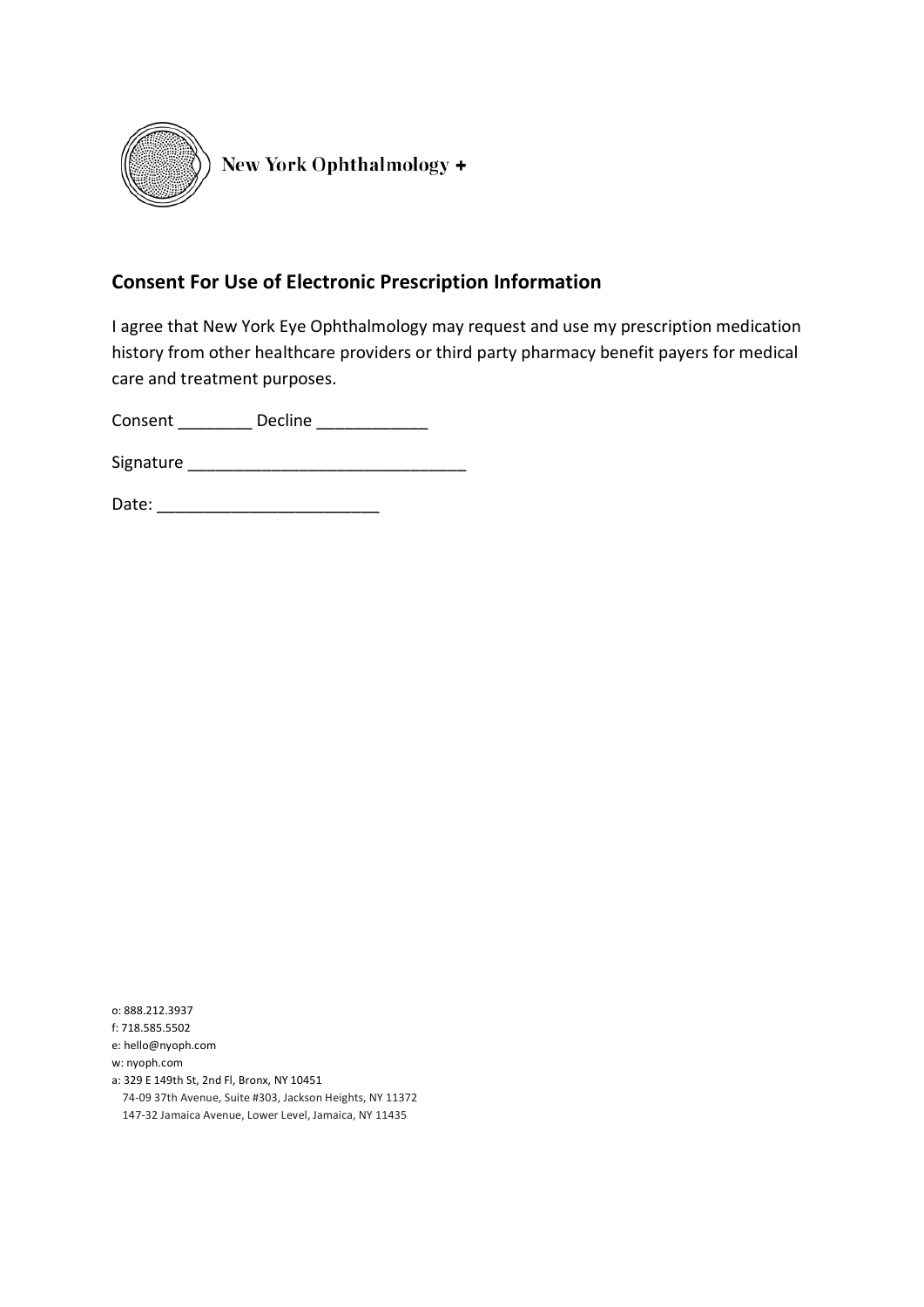New York Ophthalmology +

## Consent For Use of Electronic Prescription Information

I agree that New York Eye Ophthalmology may request and use my prescription medication history from other healthcare providers or third party pharmacy benefit payers for medical care and treatment purposes.

Consent ________ Decline ____________

Signature ______________________________

Date: ________________________

o: 888.212.3937
f: 718.585.5502
e: hello@nyoph.com
w: nyoph.com
a: 329 E 149th St, 2nd Fl, Bronx, NY 10451
74-09 37th Avenue, Suite #303, Jackson Heights, NY 11372
147-32 Jamaica Avenue, Lower Level, Jamaica, NY 11435